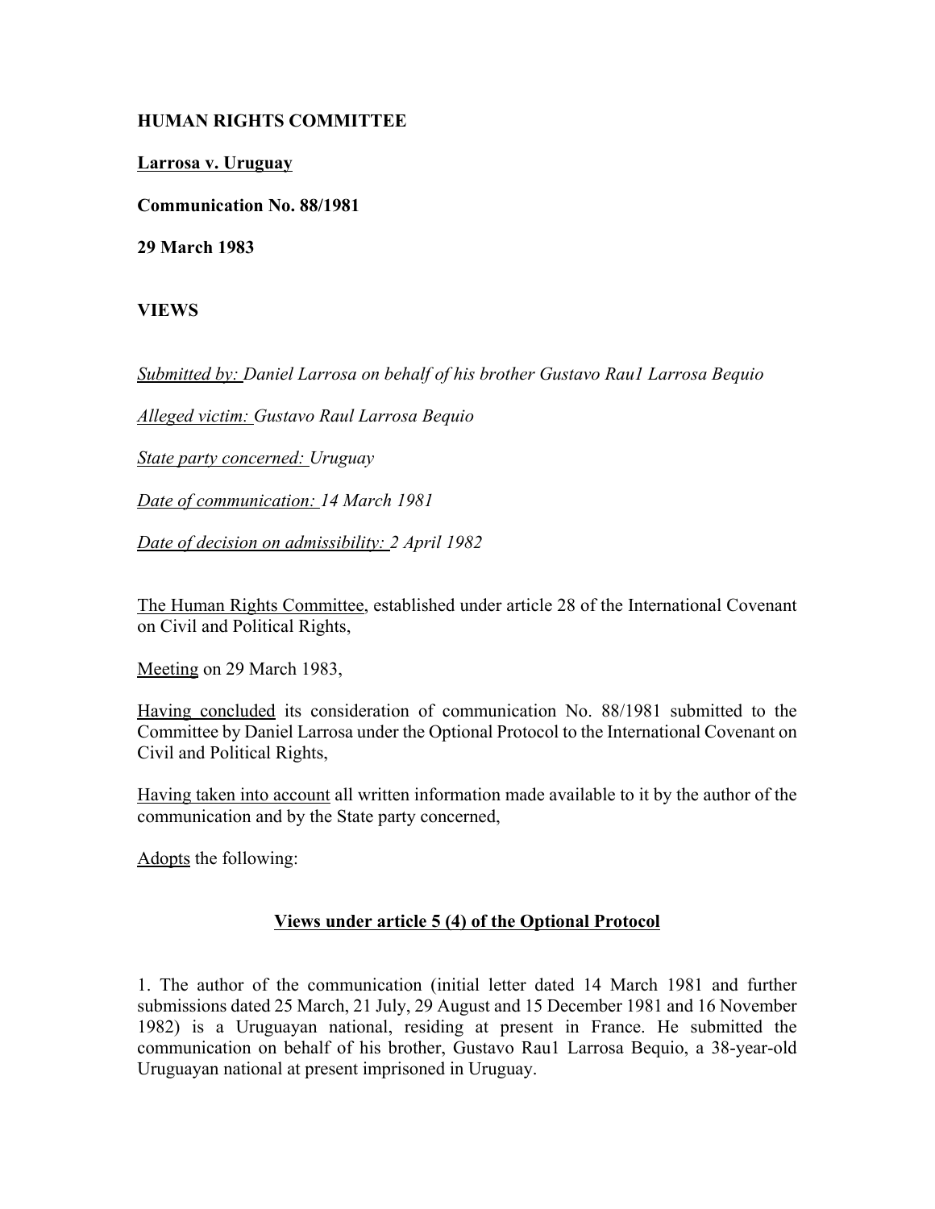**HUMAN RIGHTS COMMITTEE**

**Larrosa v. Uruguay**

**Communication No. 88/1981**

**29 March 1983**

**VIEWS**

*Submitted by: Daniel Larrosa on behalf of his brother Gustavo Rau1 Larrosa Bequio*

*Alleged victim: Gustavo Raul Larrosa Bequio*

*State party concerned: Uruguay*

*Date of communication: 14 March 1981*

*Date of decision on admissibility: 2 April 1982*

The Human Rights Committee, established under article 28 of the International Covenant on Civil and Political Rights,

Meeting on 29 March 1983,

Having concluded its consideration of communication No. 88/1981 submitted to the Committee by Daniel Larrosa under the Optional Protocol to the International Covenant on Civil and Political Rights,

Having taken into account all written information made available to it by the author of the communication and by the State party concerned,

Adopts the following:

**Views under article 5 (4) of the Optional Protocol**

1. The author of the communication (initial letter dated 14 March 1981 and further submissions dated 25 March, 21 July, 29 August and 15 December 1981 and 16 November 1982) is a Uruguayan national, residing at present in France. He submitted the communication on behalf of his brother, Gustavo Rau1 Larrosa Bequio, a 38-year-old Uruguayan national at present imprisoned in Uruguay.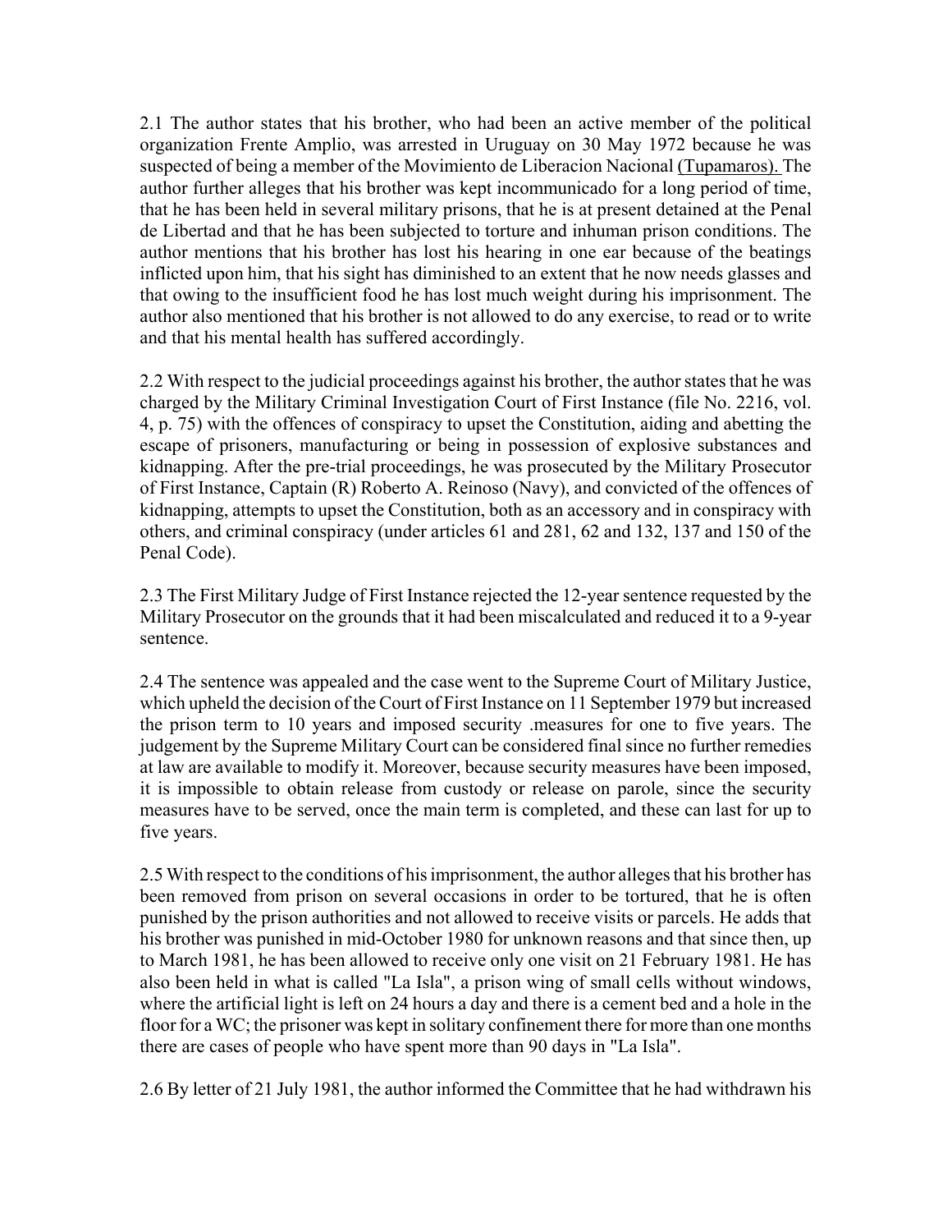2.1 The author states that his brother, who had been an active member of the political organization Frente Amplio, was arrested in Uruguay on 30 May 1972 because he was suspected of being a member of the Movimiento de Liberacion Nacional (Tupamaros). The author further alleges that his brother was kept incommunicado for a long period of time, that he has been held in several military prisons, that he is at present detained at the Penal de Libertad and that he has been subjected to torture and inhuman prison conditions. The author mentions that his brother has lost his hearing in one ear because of the beatings inflicted upon him, that his sight has diminished to an extent that he now needs glasses and that owing to the insufficient food he has lost much weight during his imprisonment. The author also mentioned that his brother is not allowed to do any exercise, to read or to write and that his mental health has suffered accordingly.

2.2 With respect to the judicial proceedings against his brother, the author states that he was charged by the Military Criminal Investigation Court of First Instance (file No. 2216, vol. 4, p. 75) with the offences of conspiracy to upset the Constitution, aiding and abetting the escape of prisoners, manufacturing or being in possession of explosive substances and kidnapping. After the pre-trial proceedings, he was prosecuted by the Military Prosecutor of First Instance, Captain (R) Roberto A. Reinoso (Navy), and convicted of the offences of kidnapping, attempts to upset the Constitution, both as an accessory and in conspiracy with others, and criminal conspiracy (under articles 61 and 281, 62 and 132, 137 and 150 of the Penal Code).

2.3 The First Military Judge of First Instance rejected the 12-year sentence requested by the Military Prosecutor on the grounds that it had been miscalculated and reduced it to a 9-year sentence.

2.4 The sentence was appealed and the case went to the Supreme Court of Military Justice, which upheld the decision of the Court of First Instance on 11 September 1979 but increased the prison term to 10 years and imposed security .measures for one to five years. The judgement by the Supreme Military Court can be considered final since no further remedies at law are available to modify it. Moreover, because security measures have been imposed, it is impossible to obtain release from custody or release on parole, since the security measures have to be served, once the main term is completed, and these can last for up to five years.

2.5 With respect to the conditions of his imprisonment, the author alleges that his brother has been removed from prison on several occasions in order to be tortured, that he is often punished by the prison authorities and not allowed to receive visits or parcels. He adds that his brother was punished in mid-October 1980 for unknown reasons and that since then, up to March 1981, he has been allowed to receive only one visit on 21 February 1981. He has also been held in what is called "La Isla", a prison wing of small cells without windows, where the artificial light is left on 24 hours a day and there is a cement bed and a hole in the floor for a WC; the prisoner was kept in solitary confinement there for more than one months there are cases of people who have spent more than 90 days in "La Isla".

2.6 By letter of 21 July 1981, the author informed the Committee that he had withdrawn his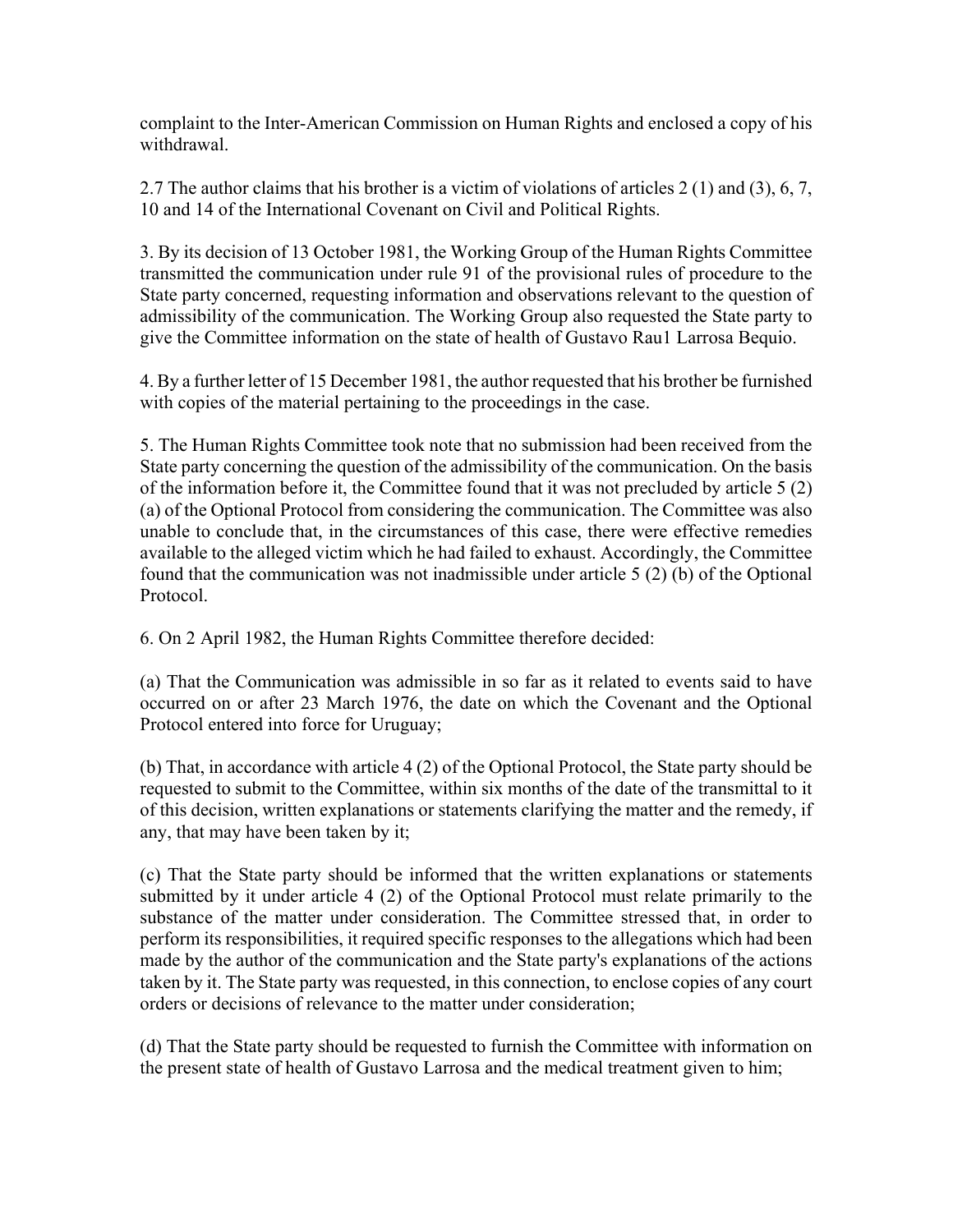complaint to the Inter-American Commission on Human Rights and enclosed a copy of his withdrawal.

2.7 The author claims that his brother is a victim of violations of articles 2 (1) and (3), 6, 7, 10 and 14 of the International Covenant on Civil and Political Rights.

3. By its decision of 13 October 1981, the Working Group of the Human Rights Committee transmitted the communication under rule 91 of the provisional rules of procedure to the State party concerned, requesting information and observations relevant to the question of admissibility of the communication. The Working Group also requested the State party to give the Committee information on the state of health of Gustavo Rau1 Larrosa Bequio.

4. By a further letter of 15 December 1981, the author requested that his brother be furnished with copies of the material pertaining to the proceedings in the case.

5. The Human Rights Committee took note that no submission had been received from the State party concerning the question of the admissibility of the communication. On the basis of the information before it, the Committee found that it was not precluded by article 5 (2) (a) of the Optional Protocol from considering the communication. The Committee was also unable to conclude that, in the circumstances of this case, there were effective remedies available to the alleged victim which he had failed to exhaust. Accordingly, the Committee found that the communication was not inadmissible under article 5 (2) (b) of the Optional Protocol.

6. On 2 April 1982, the Human Rights Committee therefore decided:

(a) That the Communication was admissible in so far as it related to events said to have occurred on or after 23 March 1976, the date on which the Covenant and the Optional Protocol entered into force for Uruguay;

(b) That, in accordance with article 4 (2) of the Optional Protocol, the State party should be requested to submit to the Committee, within six months of the date of the transmittal to it of this decision, written explanations or statements clarifying the matter and the remedy, if any, that may have been taken by it;

(c) That the State party should be informed that the written explanations or statements submitted by it under article 4 (2) of the Optional Protocol must relate primarily to the substance of the matter under consideration. The Committee stressed that, in order to perform its responsibilities, it required specific responses to the allegations which had been made by the author of the communication and the State party's explanations of the actions taken by it. The State party was requested, in this connection, to enclose copies of any court orders or decisions of relevance to the matter under consideration;

(d) That the State party should be requested to furnish the Committee with information on the present state of health of Gustavo Larrosa and the medical treatment given to him;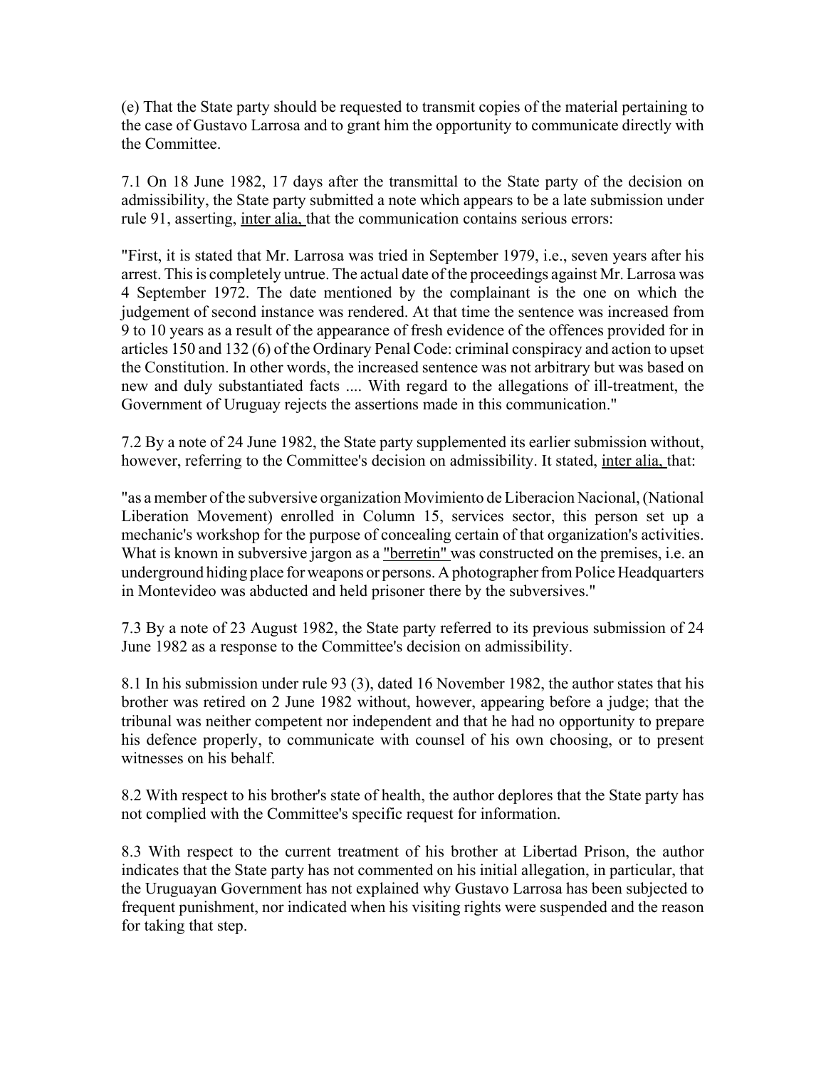(e) That the State party should be requested to transmit copies of the material pertaining to the case of Gustavo Larrosa and to grant him the opportunity to communicate directly with the Committee.

7.1 On 18 June 1982, 17 days after the transmittal to the State party of the decision on admissibility, the State party submitted a note which appears to be a late submission under rule 91, asserting, inter alia, that the communication contains serious errors:

"First, it is stated that Mr. Larrosa was tried in September 1979, i.e., seven years after his arrest. This is completely untrue. The actual date of the proceedings against Mr. Larrosa was 4 September 1972. The date mentioned by the complainant is the one on which the judgement of second instance was rendered. At that time the sentence was increased from 9 to 10 years as a result of the appearance of fresh evidence of the offences provided for in articles 150 and 132 (6) of the Ordinary Penal Code: criminal conspiracy and action to upset the Constitution. In other words, the increased sentence was not arbitrary but was based on new and duly substantiated facts .... With regard to the allegations of ill-treatment, the Government of Uruguay rejects the assertions made in this communication."

7.2 By a note of 24 June 1982, the State party supplemented its earlier submission without, however, referring to the Committee's decision on admissibility. It stated, inter alia, that:

"as a member of the subversive organization Movimiento de Liberacion Nacional, (National Liberation Movement) enrolled in Column 15, services sector, this person set up a mechanic's workshop for the purpose of concealing certain of that organization's activities. What is known in subversive jargon as a "berretin" was constructed on the premises, i.e. an underground hiding place for weapons or persons. A photographer from Police Headquarters in Montevideo was abducted and held prisoner there by the subversives."

7.3 By a note of 23 August 1982, the State party referred to its previous submission of 24 June 1982 as a response to the Committee's decision on admissibility.

8.1 In his submission under rule 93 (3), dated 16 November 1982, the author states that his brother was retired on 2 June 1982 without, however, appearing before a judge; that the tribunal was neither competent nor independent and that he had no opportunity to prepare his defence properly, to communicate with counsel of his own choosing, or to present witnesses on his behalf.

8.2 With respect to his brother's state of health, the author deplores that the State party has not complied with the Committee's specific request for information.

8.3 With respect to the current treatment of his brother at Libertad Prison, the author indicates that the State party has not commented on his initial allegation, in particular, that the Uruguayan Government has not explained why Gustavo Larrosa has been subjected to frequent punishment, nor indicated when his visiting rights were suspended and the reason for taking that step.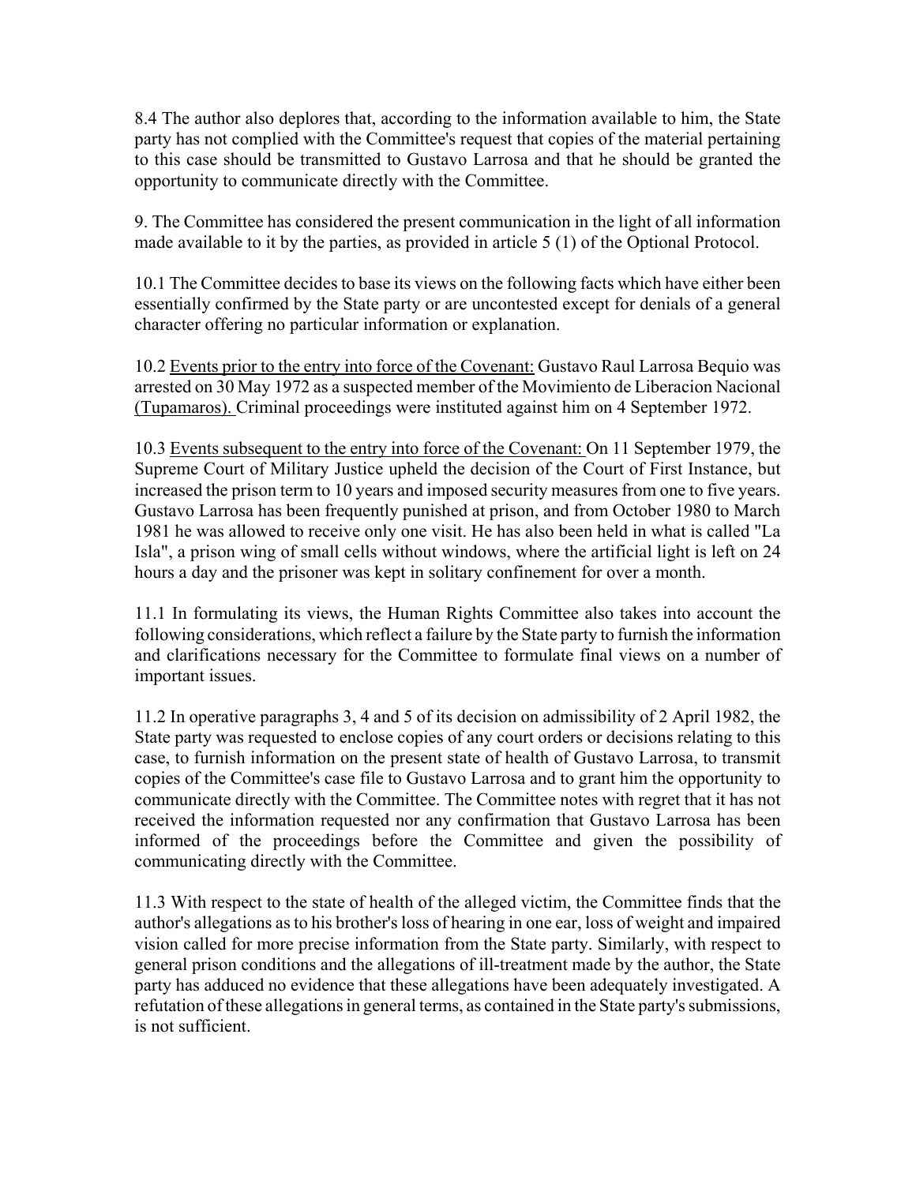8.4 The author also deplores that, according to the information available to him, the State party has not complied with the Committee's request that copies of the material pertaining to this case should be transmitted to Gustavo Larrosa and that he should be granted the opportunity to communicate directly with the Committee.

9. The Committee has considered the present communication in the light of all information made available to it by the parties, as provided in article 5 (1) of the Optional Protocol.

10.1 The Committee decides to base its views on the following facts which have either been essentially confirmed by the State party or are uncontested except for denials of a general character offering no particular information or explanation.

10.2 Events prior to the entry into force of the Covenant: Gustavo Raul Larrosa Bequio was arrested on 30 May 1972 as a suspected member of the Movimiento de Liberacion Nacional (Tupamaros). Criminal proceedings were instituted against him on 4 September 1972.

10.3 Events subsequent to the entry into force of the Covenant: On 11 September 1979, the Supreme Court of Military Justice upheld the decision of the Court of First Instance, but increased the prison term to 10 years and imposed security measures from one to five years. Gustavo Larrosa has been frequently punished at prison, and from October 1980 to March 1981 he was allowed to receive only one visit. He has also been held in what is called "La Isla", a prison wing of small cells without windows, where the artificial light is left on 24 hours a day and the prisoner was kept in solitary confinement for over a month.

11.1 In formulating its views, the Human Rights Committee also takes into account the following considerations, which reflect a failure by the State party to furnish the information and clarifications necessary for the Committee to formulate final views on a number of important issues.

11.2 In operative paragraphs 3, 4 and 5 of its decision on admissibility of 2 April 1982, the State party was requested to enclose copies of any court orders or decisions relating to this case, to furnish information on the present state of health of Gustavo Larrosa, to transmit copies of the Committee's case file to Gustavo Larrosa and to grant him the opportunity to communicate directly with the Committee. The Committee notes with regret that it has not received the information requested nor any confirmation that Gustavo Larrosa has been informed of the proceedings before the Committee and given the possibility of communicating directly with the Committee.

11.3 With respect to the state of health of the alleged victim, the Committee finds that the author's allegations as to his brother's loss of hearing in one ear, loss of weight and impaired vision called for more precise information from the State party. Similarly, with respect to general prison conditions and the allegations of ill-treatment made by the author, the State party has adduced no evidence that these allegations have been adequately investigated. A refutation of these allegations in general terms, as contained in the State party's submissions, is not sufficient.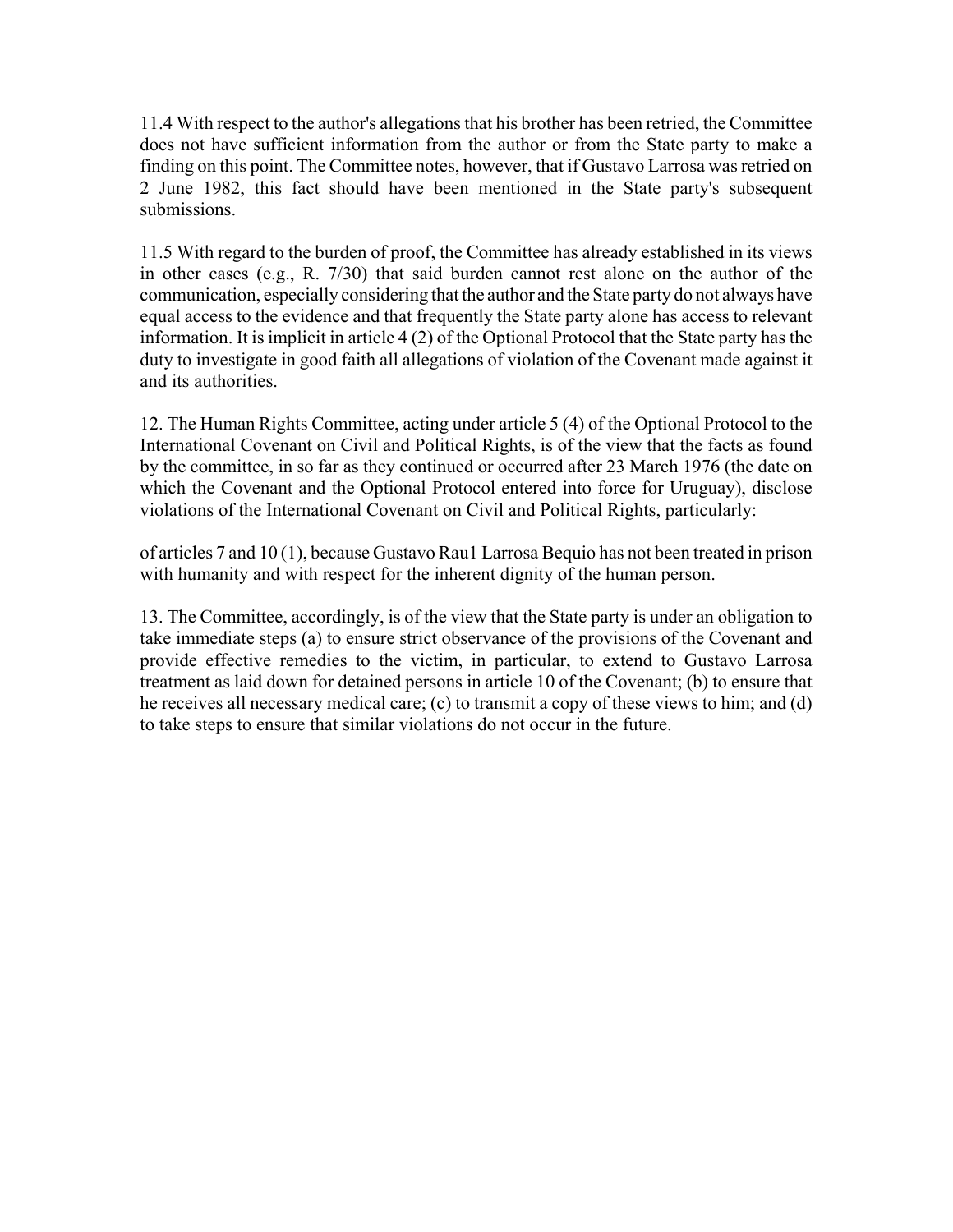11.4 With respect to the author's allegations that his brother has been retried, the Committee does not have sufficient information from the author or from the State party to make a finding on this point. The Committee notes, however, that if Gustavo Larrosa was retried on 2 June 1982, this fact should have been mentioned in the State party's subsequent submissions.

11.5 With regard to the burden of proof, the Committee has already established in its views in other cases (e.g., R. 7/30) that said burden cannot rest alone on the author of the communication, especially considering that the author and the State party do not always have equal access to the evidence and that frequently the State party alone has access to relevant information. It is implicit in article 4 (2) of the Optional Protocol that the State party has the duty to investigate in good faith all allegations of violation of the Covenant made against it and its authorities.

12. The Human Rights Committee, acting under article 5 (4) of the Optional Protocol to the International Covenant on Civil and Political Rights, is of the view that the facts as found by the committee, in so far as they continued or occurred after 23 March 1976 (the date on which the Covenant and the Optional Protocol entered into force for Uruguay), disclose violations of the International Covenant on Civil and Political Rights, particularly:

of articles 7 and 10 (1), because Gustavo Rau1 Larrosa Bequio has not been treated in prison with humanity and with respect for the inherent dignity of the human person.

13. The Committee, accordingly, is of the view that the State party is under an obligation to take immediate steps (a) to ensure strict observance of the provisions of the Covenant and provide effective remedies to the victim, in particular, to extend to Gustavo Larrosa treatment as laid down for detained persons in article 10 of the Covenant; (b) to ensure that he receives all necessary medical care; (c) to transmit a copy of these views to him; and (d) to take steps to ensure that similar violations do not occur in the future.